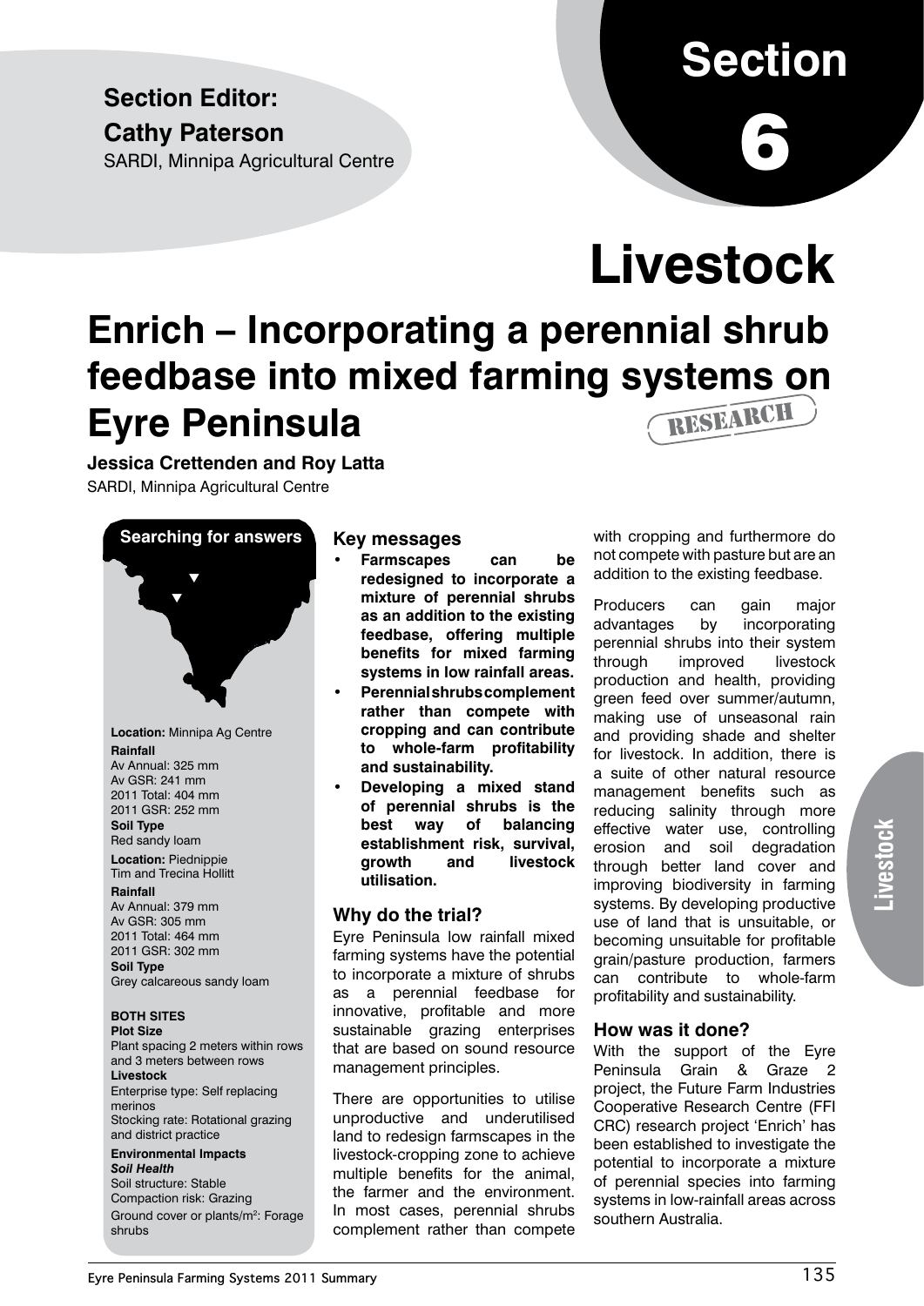**Section Editor:**

**Cathy Paterson**

SARDI, Minnipa Agricultural Centre

# Section 6

# Livestock

## Enrich – Incorporating a perennial shrub feedbase into mixed farming systems on Eyre Peninsula

RESEARCH

**Jessica Crettenden and Roy Latta**

SARDI, Minnipa Agricultural Centre

**Searching for answers**

**Location:** Minnipa Ag Centre

**Rainfall**

Av Annual: 325 mm

Av GSR: 241 mm

2011 Total: 404 mm

2011 GSR: 252 mm

**Soil Type**

Red sandy loam

**Location:** Piednippie

Tim and Trecina Hollitt

**Rainfall**

Av Annual: 379 mm

Av GSR: 305 mm

2011 Total: 464 mm

2011 GSR: 302 mm

**Soil Type**

Grey calcareous sandy loam

**BOTH SITES**

**Plot Size**

Plant spacing 2 meters within rows and 3 meters between rows

**Livestock**

Enterprise type: Self replacing merinos

Stocking rate: Rotational grazing and district practice

**Environmental Impacts**

***Soil Health***

Soil structure: Stable

Compaction risk: Grazing

Ground cover or plants/m$^2$: Forage shrubs

### Key messages

- **Farmscapes can be redesigned to incorporate a mixture of perennial shrubs as an addition to the existing feedbase, offering multiple benefits for mixed farming systems in low rainfall areas.**
- **Perennial shrubs complement rather than compete with cropping and can contribute to whole-farm profitability and sustainability.**
- **Developing a mixed stand of perennial shrubs is the best way of balancing establishment risk, survival, growth and livestock utilisation.**

### Why do the trial?

Eyre Peninsula low rainfall mixed farming systems have the potential to incorporate a mixture of shrubs as a perennial feedbase for innovative, profitable and more sustainable grazing enterprises that are based on sound resource management principles.

There are opportunities to utilise unproductive and underutilised land to redesign farmscapes in the livestock-cropping zone to achieve multiple benefits for the animal, the farmer and the environment. In most cases, perennial shrubs complement rather than compete with cropping and furthermore do not compete with pasture but are an addition to the existing feedbase.

Producers can gain major advantages by incorporating perennial shrubs into their system through improved livestock production and health, providing green feed over summer/autumn, making use of unseasonal rain and providing shade and shelter for livestock. In addition, there is a suite of other natural resource management benefits such as reducing salinity through more effective water use, controlling erosion and soil degradation through better land cover and improving biodiversity in farming systems. By developing productive use of land that is unsuitable, or becoming unsuitable for profitable grain/pasture production, farmers can contribute to whole-farm profitability and sustainability.

### How was it done?

With the support of the Eyre Peninsula Grain & Graze 2 project, the Future Farm Industries Cooperative Research Centre (FFI CRC) research project 'Enrich' has been established to investigate the potential to incorporate a mixture of perennial species into farming systems in low-rainfall areas across southern Australia.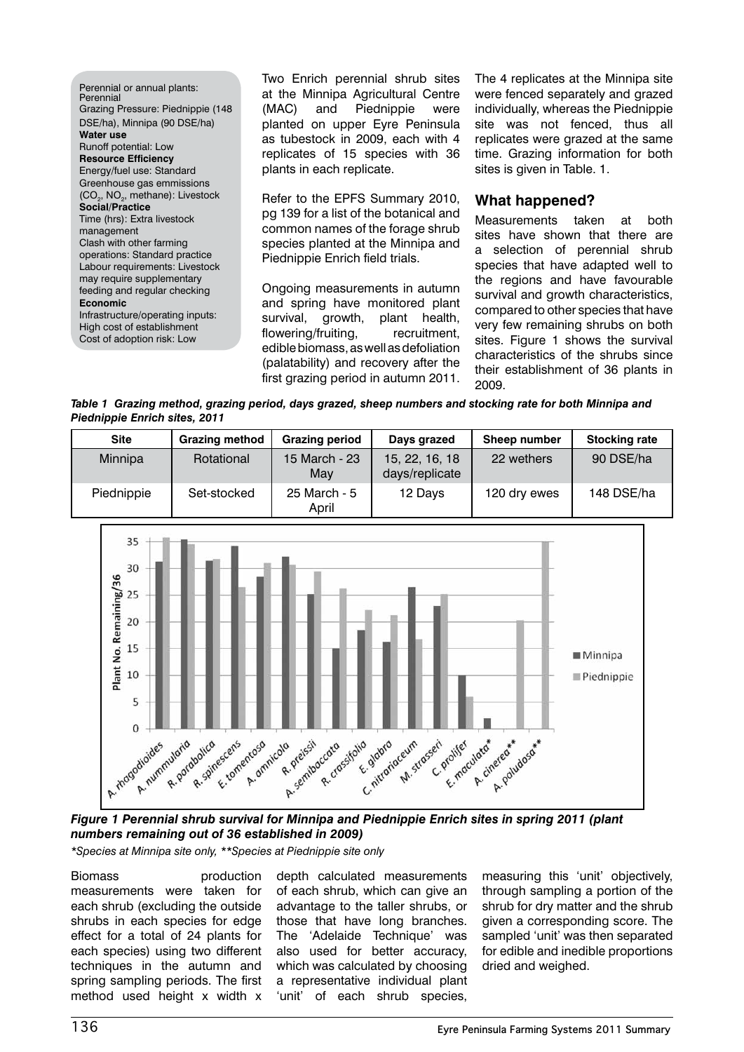Perennial or annual plants: Perennial
Grazing Pressure: Piednippie (148 DSE/ha), Minnipa (90 DSE/ha)
**Water use**
Runoff potential: Low
**Resource Efficiency**
Energy/fuel use: Standard
Greenhouse gas emmissions ($CO_2$, $NO_2$, methane): Livestock
**Social/Practice**
Time (hrs): Extra livestock management
Clash with other farming operations: Standard practice
Labour requirements: Livestock may require supplementary feeding and regular checking
**Economic**
Infrastructure/operating inputs: High cost of establishment
Cost of adoption risk: Low

Two Enrich perennial shrub sites at the Minnipa Agricultural Centre (MAC) and Piednippie were planted on upper Eyre Peninsula as tubestock in 2009, each with 4 replicates of 15 species with 36 plants in each replicate.

Refer to the EPFS Summary 2010, pg 139 for a list of the botanical and common names of the forage shrub species planted at the Minnipa and Piednippie Enrich field trials.

Ongoing measurements in autumn and spring have monitored plant survival, growth, plant health, flowering/fruiting, recruitment, edible biomass, as well as defoliation (palatability) and recovery after the first grazing period in autumn 2011.

The 4 replicates at the Minnipa site were fenced separately and grazed individually, whereas the Piednippie site was not fenced, thus all replicates were grazed at the same time. Grazing information for both sites is given in Table. 1.

## What happened?

Measurements taken at both sites have shown that there are a selection of perennial shrub species that have adapted well to the regions and have favourable survival and growth characteristics, compared to other species that have very few remaining shrubs on both sites. Figure 1 shows the survival characteristics of the shrubs since their establishment of 36 plants in 2009.

***Table 1 Grazing method, grazing period, days grazed, sheep numbers and stocking rate for both Minnipa and Piednippie Enrich sites, 2011***

| Site | Grazing method | Grazing period | Days grazed | Sheep number | Stocking rate |
|---|---|---|---|---|---|
| Minnipa | Rotational | 15 March - 23 May | 15, 22, 16, 18 days/replicate | 22 wethers | 90 DSE/ha |
| Piednippie | Set-stocked | 25 March - 5 April | 12 Days | 120 dry ewes | 148 DSE/ha |

***Figure 1 Perennial shrub survival for Minnipa and Piednippie Enrich sites in spring 2011 (plant numbers remaining out of 36 established in 2009)***

**Species at Minnipa site only, **Species at Piednippie site only*

Biomass production measurements were taken for each shrub (excluding the outside shrubs in each species for edge effect for a total of 24 plants for each species) using two different techniques in the autumn and spring sampling periods. The first method used height x width x depth calculated measurements of each shrub, which can give an advantage to the taller shrubs, or those that have long branches. The 'Adelaide Technique' was also used for better accuracy, which was calculated by choosing a representative individual plant 'unit' of each shrub species, measuring this 'unit' objectively, through sampling a portion of the shrub for dry matter and the shrub given a corresponding score. The sampled 'unit' was then separated for edible and inedible proportions dried and weighed.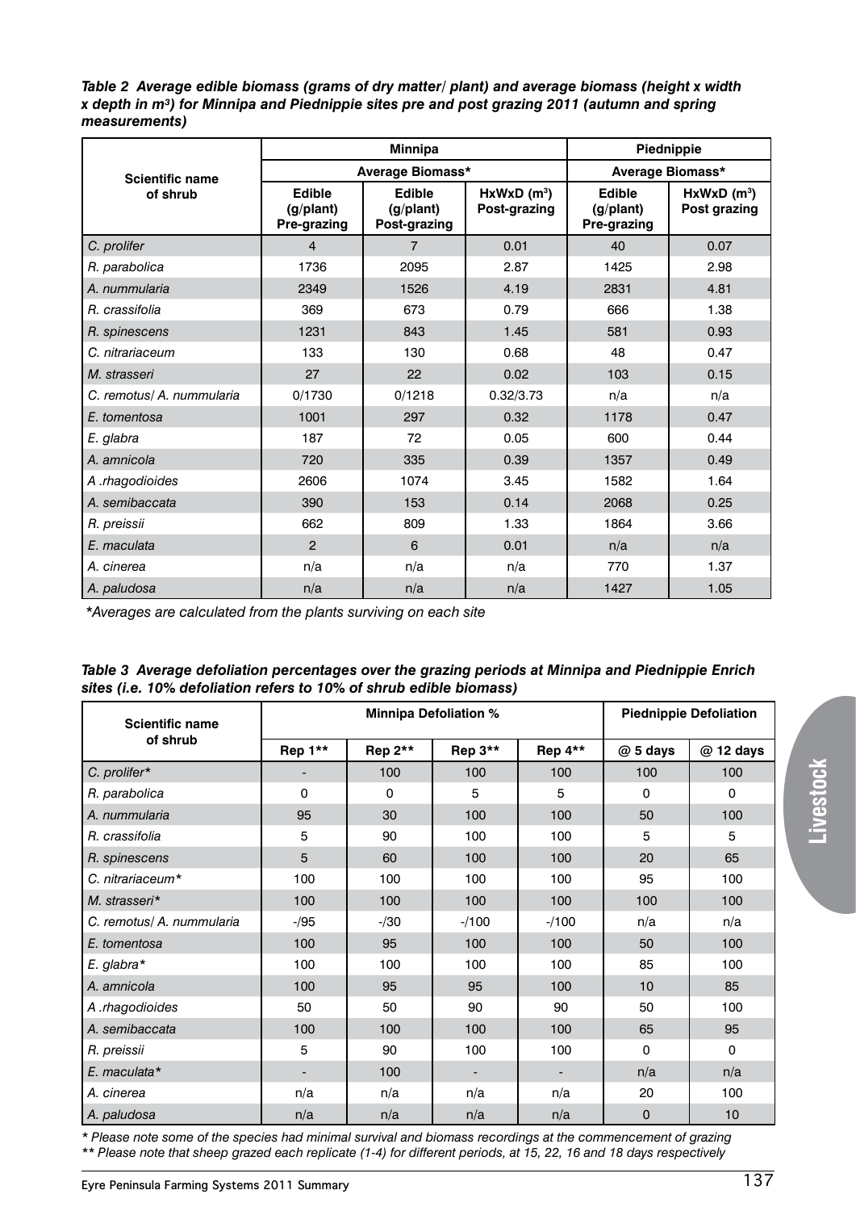*Table 2 Average edible biomass (grams of dry matter/ plant) and average biomass (height x width x depth in m$^3$) for Minnipa and Piednippie sites pre and post grazing 2011 (autumn and spring measurements)*

| Scientific name of shrub | Minnipa | | | Piednippie | |
|---|---|---|---|---|---|
| | Average Biomass* | | | Average Biomass* | |
| | Edible (g/plant) Pre-grazing | Edible (g/plant) Post-grazing | HxWxD (m$^3$) Post-grazing | Edible (g/plant) Pre-grazing | HxWxD (m$^3$) Post grazing |
| *C. prolifer* | 4 | 7 | 0.01 | 40 | 0.07 |
| *R. parabolica* | 1736 | 2095 | 2.87 | 1425 | 2.98 |
| *A. nummularia* | 2349 | 1526 | 4.19 | 2831 | 4.81 |
| *R. crassifolia* | 369 | 673 | 0.79 | 666 | 1.38 |
| *R. spinescens* | 1231 | 843 | 1.45 | 581 | 0.93 |
| *C. nitrariaceum* | 133 | 130 | 0.68 | 48 | 0.47 |
| *M. strasseri* | 27 | 22 | 0.02 | 103 | 0.15 |
| *C. remotus/ A. nummularia* | 0/1730 | 0/1218 | 0.32/3.73 | n/a | n/a |
| *E. tomentosa* | 1001 | 297 | 0.32 | 1178 | 0.47 |
| *E. glabra* | 187 | 72 | 0.05 | 600 | 0.44 |
| *A. amnicola* | 720 | 335 | 0.39 | 1357 | 0.49 |
| *A .rhagodioides* | 2606 | 1074 | 3.45 | 1582 | 1.64 |
| *A. semibaccata* | 390 | 153 | 0.14 | 2068 | 0.25 |
| *R. preissii* | 662 | 809 | 1.33 | 1864 | 3.66 |
| *E. maculata* | 2 | 6 | 0.01 | n/a | n/a |
| *A. cinerea* | n/a | n/a | n/a | 770 | 1.37 |
| *A. paludosa* | n/a | n/a | n/a | 1427 | 1.05 |

**Averages are calculated from the plants surviving on each site*

*Table 3 Average defoliation percentages over the grazing periods at Minnipa and Piednippie Enrich sites (i.e. 10% defoliation refers to 10% of shrub edible biomass)*

| Scientific name of shrub | Minnipa Defoliation % | | | | Piednippie Defoliation | |
|---|---|---|---|---|---|---|
| | Rep 1** | Rep 2** | Rep 3** | Rep 4** | @ 5 days | @ 12 days |
| *C. prolifer** | - | 100 | 100 | 100 | 100 | 100 |
| *R. parabolica* | 0 | 0 | 5 | 5 | 0 | 0 |
| *A. nummularia* | 95 | 30 | 100 | 100 | 50 | 100 |
| *R. crassifolia* | 5 | 90 | 100 | 100 | 5 | 5 |
| *R. spinescens* | 5 | 60 | 100 | 100 | 20 | 65 |
| *C. nitrariaceum** | 100 | 100 | 100 | 100 | 95 | 100 |
| *M. strasseri** | 100 | 100 | 100 | 100 | 100 | 100 |
| *C. remotus/ A. nummularia* | -/95 | -/30 | -/100 | -/100 | n/a | n/a |
| *E. tomentosa* | 100 | 95 | 100 | 100 | 50 | 100 |
| *E. glabra** | 100 | 100 | 100 | 100 | 85 | 100 |
| *A. amnicola* | 100 | 95 | 95 | 100 | 10 | 85 |
| *A .rhagodioides* | 50 | 50 | 90 | 90 | 50 | 100 |
| *A. semibaccata* | 100 | 100 | 100 | 100 | 65 | 95 |
| *R. preissii* | 5 | 90 | 100 | 100 | 0 | 0 |
| *E. maculata** | - | 100 | - | - | n/a | n/a |
| *A. cinerea* | n/a | n/a | n/a | n/a | 20 | 100 |
| *A. paludosa* | n/a | n/a | n/a | n/a | 0 | 10 |

*\* Please note some of the species had minimal survival and biomass recordings at the commencement of grazing*
*\*\* Please note that sheep grazed each replicate (1-4) for different periods, at 15, 22, 16 and 18 days respectively*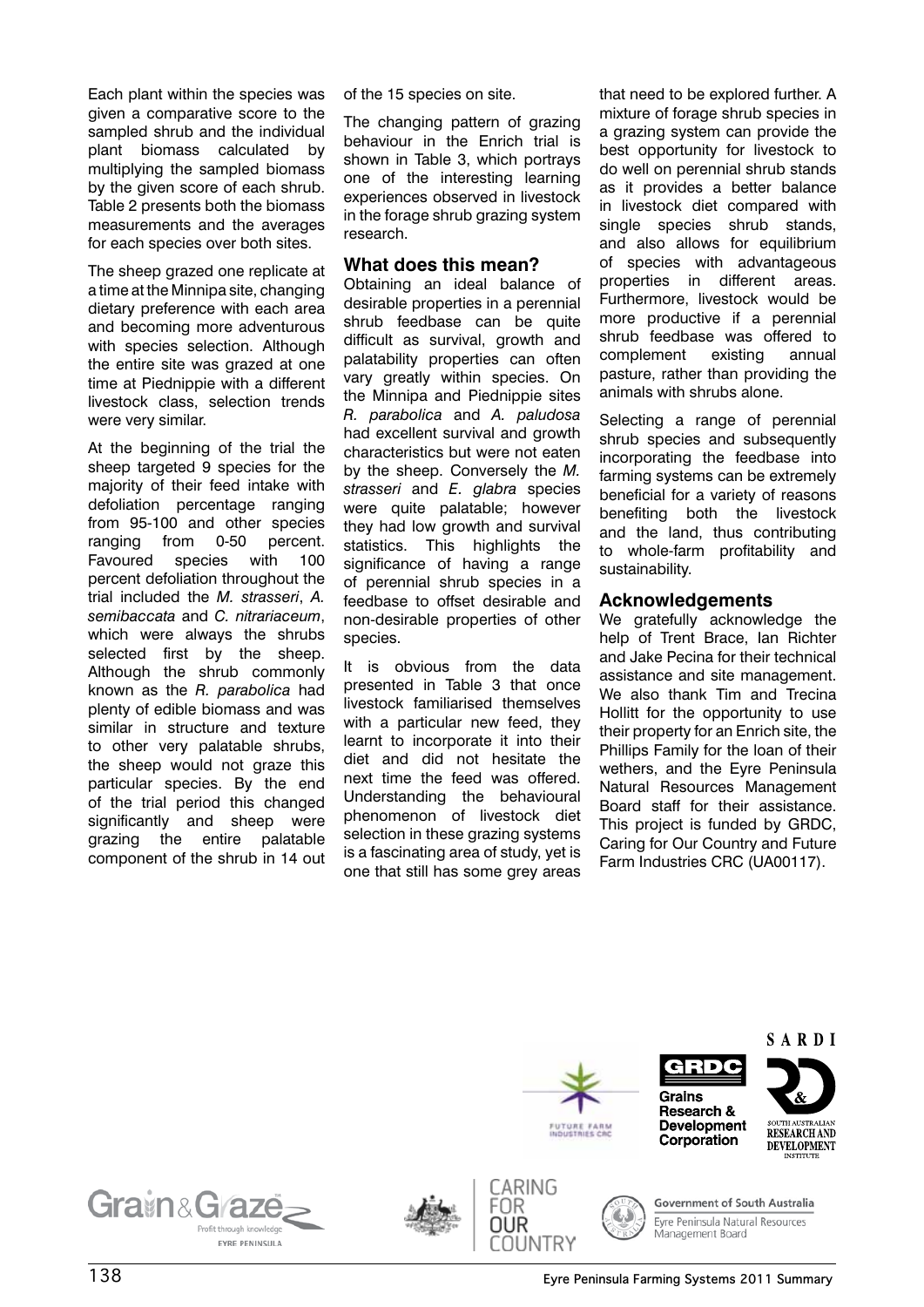Each plant within the species was given a comparative score to the sampled shrub and the individual plant biomass calculated by multiplying the sampled biomass by the given score of each shrub. Table 2 presents both the biomass measurements and the averages for each species over both sites.

The sheep grazed one replicate at a time at the Minnipa site, changing dietary preference with each area and becoming more adventurous with species selection. Although the entire site was grazed at one time at Piednippie with a different livestock class, selection trends were very similar.

At the beginning of the trial the sheep targeted 9 species for the majority of their feed intake with defoliation percentage ranging from 95-100 and other species ranging from 0-50 percent. Favoured species with 100 percent defoliation throughout the trial included the *M. strasseri*, *A. semibaccata* and *C. nitrariaceum*, which were always the shrubs selected first by the sheep. Although the shrub commonly known as the *R. parabolica* had plenty of edible biomass and was similar in structure and texture to other very palatable shrubs, the sheep would not graze this particular species. By the end of the trial period this changed significantly and sheep were grazing the entire palatable component of the shrub in 14 out of the 15 species on site.

The changing pattern of grazing behaviour in the Enrich trial is shown in Table 3, which portrays one of the interesting learning experiences observed in livestock in the forage shrub grazing system research.

## What does this mean?

Obtaining an ideal balance of desirable properties in a perennial shrub feedbase can be quite difficult as survival, growth and palatability properties can often vary greatly within species. On the Minnipa and Piednippie sites *R. parabolica* and *A. paludosa* had excellent survival and growth characteristics but were not eaten by the sheep. Conversely the *M. strasseri* and *E. glabra* species were quite palatable; however they had low growth and survival statistics. This highlights the significance of having a range of perennial shrub species in a feedbase to offset desirable and non-desirable properties of other species.

It is obvious from the data presented in Table 3 that once livestock familiarised themselves with a particular new feed, they learnt to incorporate it into their diet and did not hesitate the next time the feed was offered. Understanding the behavioural phenomenon of livestock diet selection in these grazing systems is a fascinating area of study, yet is one that still has some grey areas that need to be explored further. A mixture of forage shrub species in a grazing system can provide the best opportunity for livestock to do well on perennial shrub stands as it provides a better balance in livestock diet compared with single species shrub stands, and also allows for equilibrium of species with advantageous properties in different areas. Furthermore, livestock would be more productive if a perennial shrub feedbase was offered to complement existing annual pasture, rather than providing the animals with shrubs alone.

Selecting a range of perennial shrub species and subsequently incorporating the feedbase into farming systems can be extremely beneficial for a variety of reasons benefiting both the livestock and the land, thus contributing to whole-farm profitability and sustainability.

## Acknowledgements

We gratefully acknowledge the help of Trent Brace, Ian Richter and Jake Pecina for their technical assistance and site management. We also thank Tim and Trecina Hollitt for the opportunity to use their property for an Enrich site, the Phillips Family for the loan of their wethers, and the Eyre Peninsula Natural Resources Management Board staff for their assistance. This project is funded by GRDC, Caring for Our Country and Future Farm Industries CRC (UA00117).